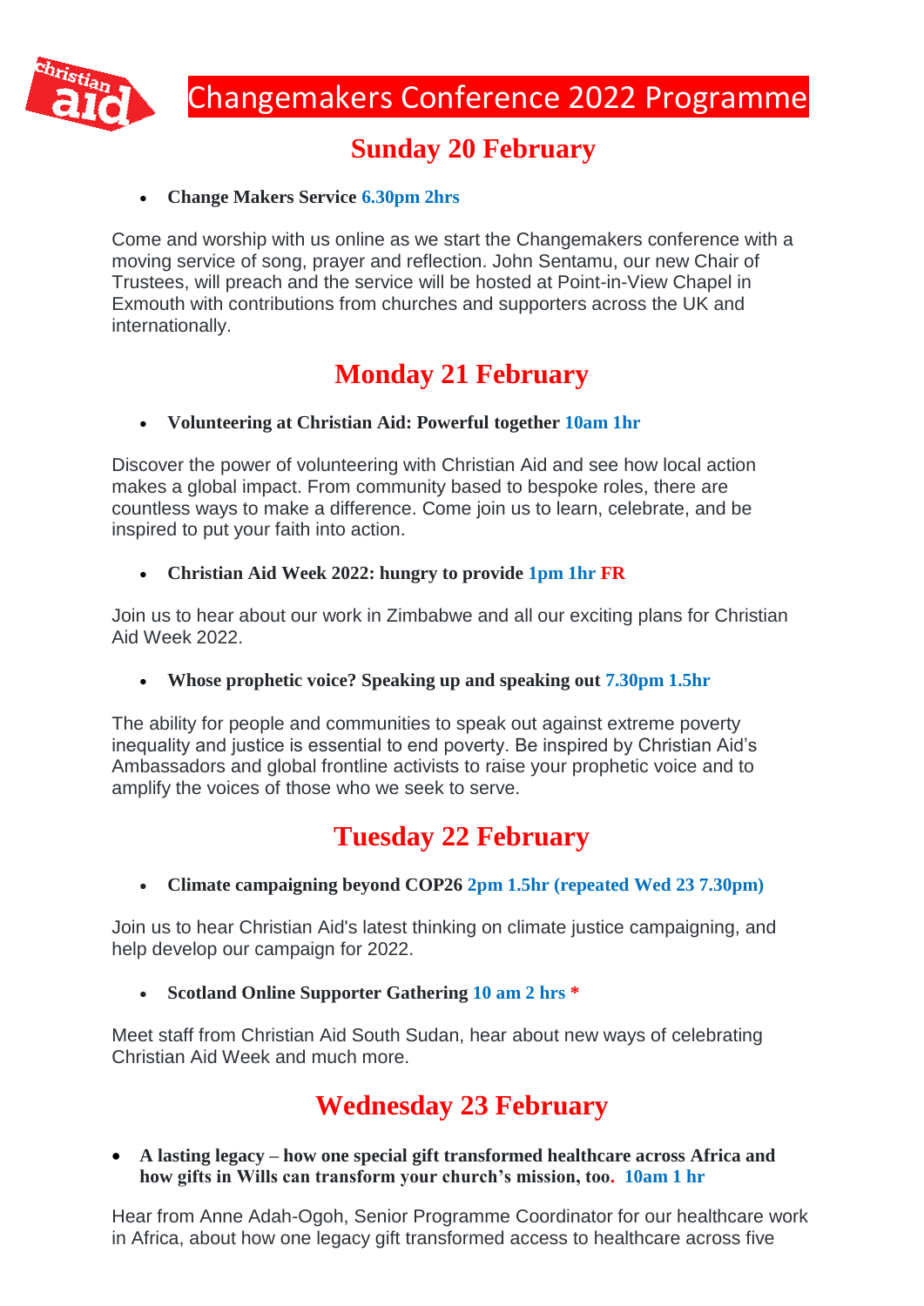# Changemakers Conference 2022 Programme

## Sunday 20 February

- **Change Makers Service 6.30pm 2hrs**

Come and worship with us online as we start the Changemakers conference with a moving service of song, prayer and reflection. John Sentamu, our new Chair of Trustees, will preach and the service will be hosted at Point-in-View Chapel in Exmouth with contributions from churches and supporters across the UK and internationally.

## Monday 21 February

- **Volunteering at Christian Aid: Powerful together 10am 1hr**

Discover the power of volunteering with Christian Aid and see how local action makes a global impact. From community based to bespoke roles, there are countless ways to make a difference. Come join us to learn, celebrate, and be inspired to put your faith into action.

- **Christian Aid Week 2022: hungry to provide 1pm 1hr FR**

Join us to hear about our work in Zimbabwe and all our exciting plans for Christian Aid Week 2022.

- **Whose prophetic voice? Speaking up and speaking out 7.30pm 1.5hr**

The ability for people and communities to speak out against extreme poverty inequality and justice is essential to end poverty. Be inspired by Christian Aid's Ambassadors and global frontline activists to raise your prophetic voice and to amplify the voices of those who we seek to serve.

## Tuesday 22 February

- **Climate campaigning beyond COP26 2pm 1.5hr (repeated Wed 23 7.30pm)**

Join us to hear Christian Aid's latest thinking on climate justice campaigning, and help develop our campaign for 2022.

- **Scotland Online Supporter Gathering 10 am 2 hrs ***

Meet staff from Christian Aid South Sudan, hear about new ways of celebrating Christian Aid Week and much more.

## Wednesday 23 February

- **A lasting legacy – how one special gift transformed healthcare across Africa and how gifts in Wills can transform your church's mission, too. 10am 1 hr**

Hear from Anne Adah-Ogoh, Senior Programme Coordinator for our healthcare work in Africa, about how one legacy gift transformed access to healthcare across five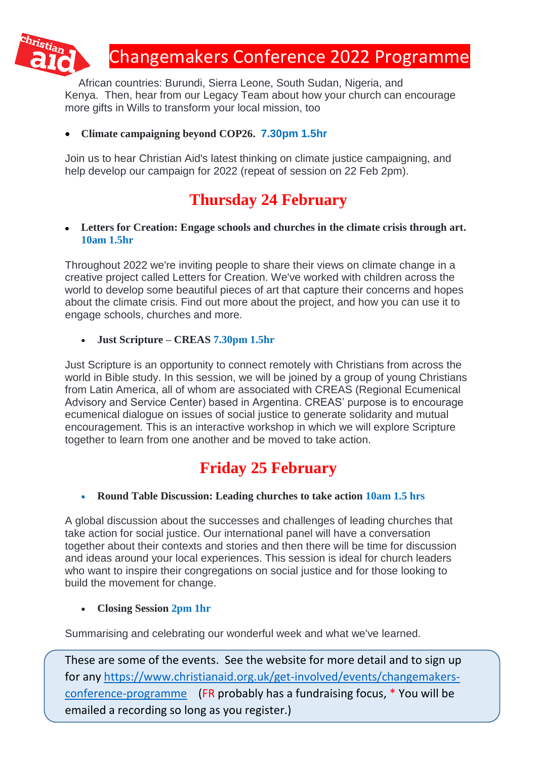# Changemakers Conference 2022 Programme

African countries: Burundi, Sierra Leone, South Sudan, Nigeria, and Kenya. Then, hear from our Legacy Team about how your church can encourage more gifts in Wills to transform your local mission, too

- **Climate campaigning beyond COP26.** **7.30pm 1.5hr**

Join us to hear Christian Aid's latest thinking on climate justice campaigning, and help develop our campaign for 2022 (repeat of session on 22 Feb 2pm).

## Thursday 24 February

- **Letters for Creation: Engage schools and churches in the climate crisis through art.** **10am 1.5hr**

Throughout 2022 we're inviting people to share their views on climate change in a creative project called Letters for Creation. We've worked with children across the world to develop some beautiful pieces of art that capture their concerns and hopes about the climate crisis. Find out more about the project, and how you can use it to engage schools, churches and more.

- **Just Scripture – CREAS** **7.30pm 1.5hr**

Just Scripture is an opportunity to connect remotely with Christians from across the world in Bible study. In this session, we will be joined by a group of young Christians from Latin America, all of whom are associated with CREAS (Regional Ecumenical Advisory and Service Center) based in Argentina. CREAS' purpose is to encourage ecumenical dialogue on issues of social justice to generate solidarity and mutual encouragement. This is an interactive workshop in which we will explore Scripture together to learn from one another and be moved to take action.

## Friday 25 February

- **Round Table Discussion: Leading churches to take action** **10am 1.5 hrs**

A global discussion about the successes and challenges of leading churches that take action for social justice. Our international panel will have a conversation together about their contexts and stories and then there will be time for discussion and ideas around your local experiences. This session is ideal for church leaders who want to inspire their congregations on social justice and for those looking to build the movement for change.

- **Closing Session** **2pm 1hr**

Summarising and celebrating our wonderful week and what we've learned.

These are some of the events. See the website for more detail and to sign up for any https://www.christianaid.org.uk/get-involved/events/changemakers-conference-programme (FR probably has a fundraising focus, * You will be emailed a recording so long as you register.)